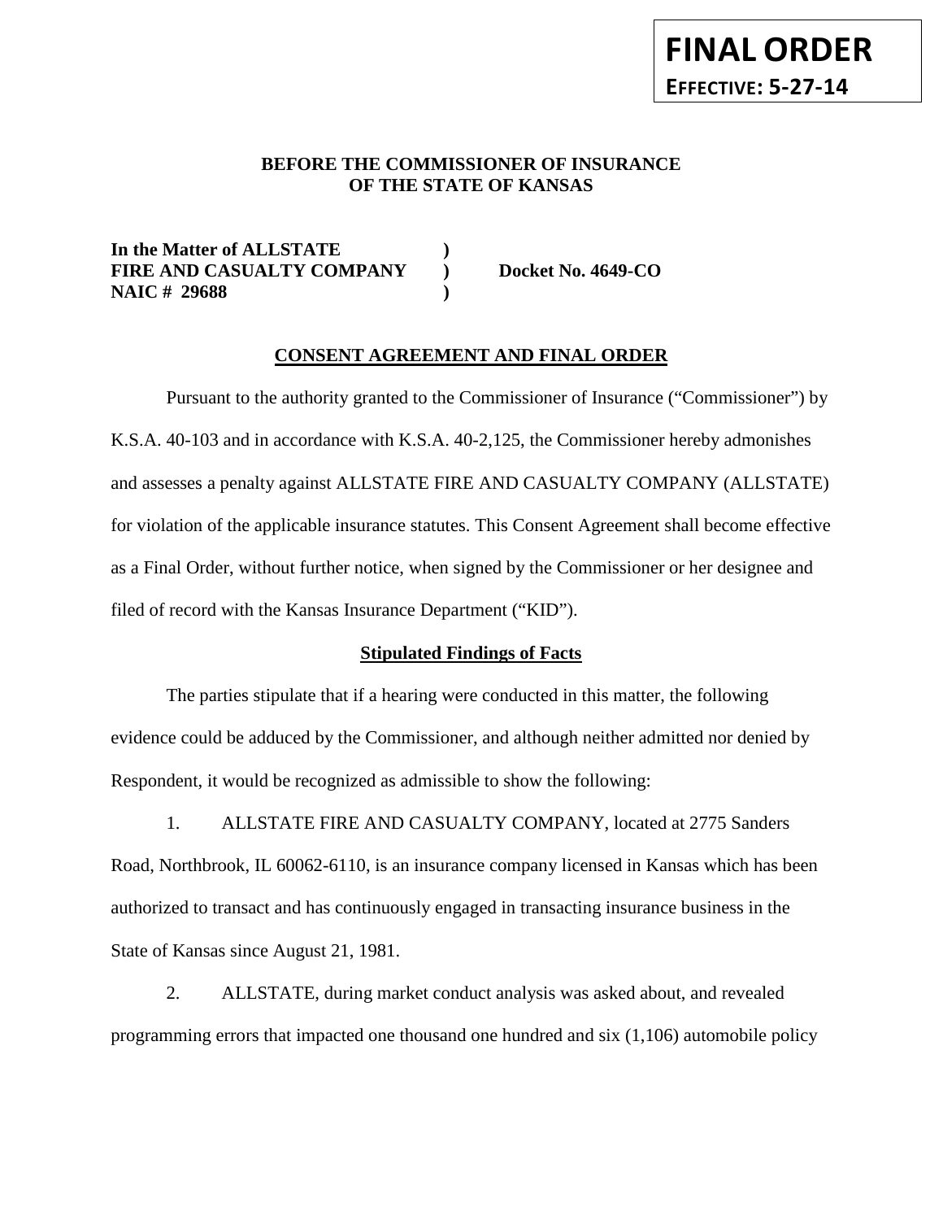**FINAL ORDER**
**EFFECTIVE: 5-27-14**

**BEFORE THE COMMISSIONER OF INSURANCE**
**OF THE STATE OF KANSAS**

| | | |
|---|---|---|
| **In the Matter of ALLSTATE** | **)** | |
| **FIRE AND CASUALTY COMPANY** | **)** | **Docket No. 4649-CO** |
| **NAIC # 29688** | **)** | |

## CONSENT AGREEMENT AND FINAL ORDER

Pursuant to the authority granted to the Commissioner of Insurance ("Commissioner") by K.S.A. 40-103 and in accordance with K.S.A. 40-2,125, the Commissioner hereby admonishes and assesses a penalty against ALLSTATE FIRE AND CASUALTY COMPANY (ALLSTATE) for violation of the applicable insurance statutes. This Consent Agreement shall become effective as a Final Order, without further notice, when signed by the Commissioner or her designee and filed of record with the Kansas Insurance Department ("KID").

### Stipulated Findings of Facts

The parties stipulate that if a hearing were conducted in this matter, the following evidence could be adduced by the Commissioner, and although neither admitted nor denied by Respondent, it would be recognized as admissible to show the following:

1. ALLSTATE FIRE AND CASUALTY COMPANY, located at 2775 Sanders Road, Northbrook, IL 60062-6110, is an insurance company licensed in Kansas which has been authorized to transact and has continuously engaged in transacting insurance business in the State of Kansas since August 21, 1981.

2. ALLSTATE, during market conduct analysis was asked about, and revealed programming errors that impacted one thousand one hundred and six (1,106) automobile policy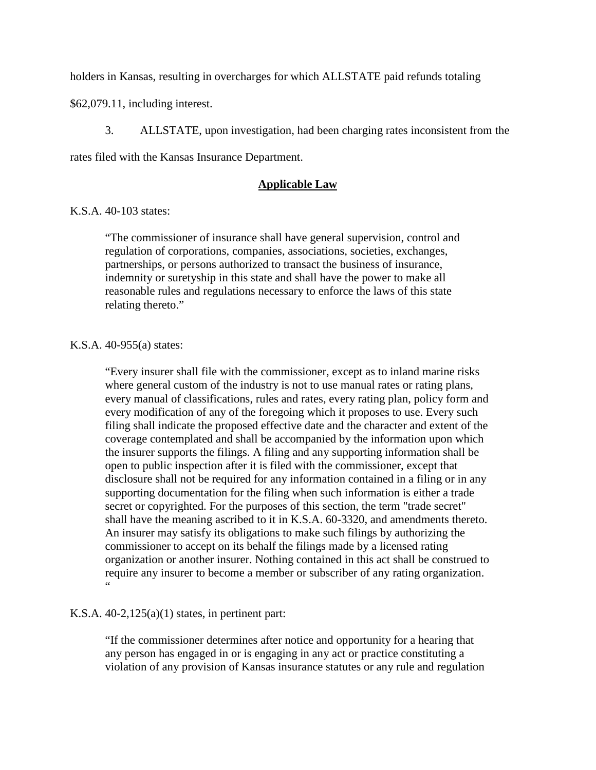holders in Kansas, resulting in overcharges for which ALLSTATE paid refunds totaling $62,079.11, including interest.

3. ALLSTATE, upon investigation, had been charging rates inconsistent from the rates filed with the Kansas Insurance Department.

## Applicable Law

K.S.A. 40-103 states:

> "The commissioner of insurance shall have general supervision, control and regulation of corporations, companies, associations, societies, exchanges, partnerships, or persons authorized to transact the business of insurance, indemnity or suretyship in this state and shall have the power to make all reasonable rules and regulations necessary to enforce the laws of this state relating thereto."

K.S.A. 40-955(a) states:

> "Every insurer shall file with the commissioner, except as to inland marine risks where general custom of the industry is not to use manual rates or rating plans, every manual of classifications, rules and rates, every rating plan, policy form and every modification of any of the foregoing which it proposes to use. Every such filing shall indicate the proposed effective date and the character and extent of the coverage contemplated and shall be accompanied by the information upon which the insurer supports the filings. A filing and any supporting information shall be open to public inspection after it is filed with the commissioner, except that disclosure shall not be required for any information contained in a filing or in any supporting documentation for the filing when such information is either a trade secret or copyrighted. For the purposes of this section, the term "trade secret" shall have the meaning ascribed to it in K.S.A. 60-3320, and amendments thereto. An insurer may satisfy its obligations to make such filings by authorizing the commissioner to accept on its behalf the filings made by a licensed rating organization or another insurer. Nothing contained in this act shall be construed to require any insurer to become a member or subscriber of any rating organization. "

K.S.A. 40-2,125(a)(1) states, in pertinent part:

> "If the commissioner determines after notice and opportunity for a hearing that any person has engaged in or is engaging in any act or practice constituting a violation of any provision of Kansas insurance statutes or any rule and regulation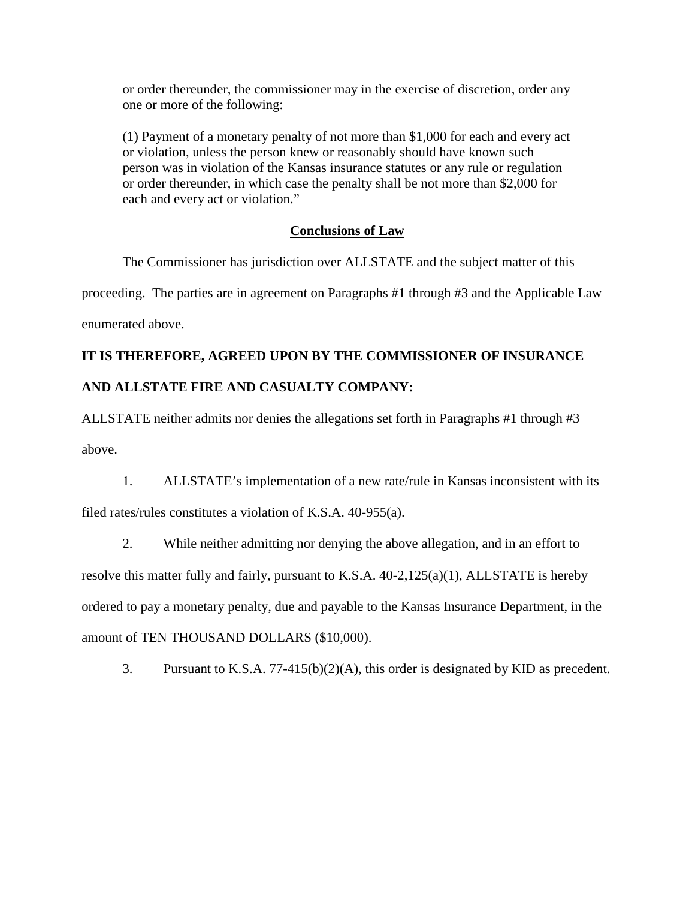> or order thereunder, the commissioner may in the exercise of discretion, order any one or more of the following:
>
> (1) Payment of a monetary penalty of not more than $1,000 for each and every act or violation, unless the person knew or reasonably should have known such person was in violation of the Kansas insurance statutes or any rule or regulation or order thereunder, in which case the penalty shall be not more than $2,000 for each and every act or violation."

## Conclusions of Law

The Commissioner has jurisdiction over ALLSTATE and the subject matter of this proceeding. The parties are in agreement on Paragraphs #1 through #3 and the Applicable Law enumerated above.

**IT IS THEREFORE, AGREED UPON BY THE COMMISSIONER OF INSURANCE AND ALLSTATE FIRE AND CASUALTY COMPANY:**

ALLSTATE neither admits nor denies the allegations set forth in Paragraphs #1 through #3 above.

1. ALLSTATE's implementation of a new rate/rule in Kansas inconsistent with its filed rates/rules constitutes a violation of K.S.A. 40-955(a).

2. While neither admitting nor denying the above allegation, and in an effort to resolve this matter fully and fairly, pursuant to K.S.A. 40-2,125(a)(1), ALLSTATE is hereby ordered to pay a monetary penalty, due and payable to the Kansas Insurance Department, in the amount of TEN THOUSAND DOLLARS ($10,000).

3. Pursuant to K.S.A. 77-415(b)(2)(A), this order is designated by KID as precedent.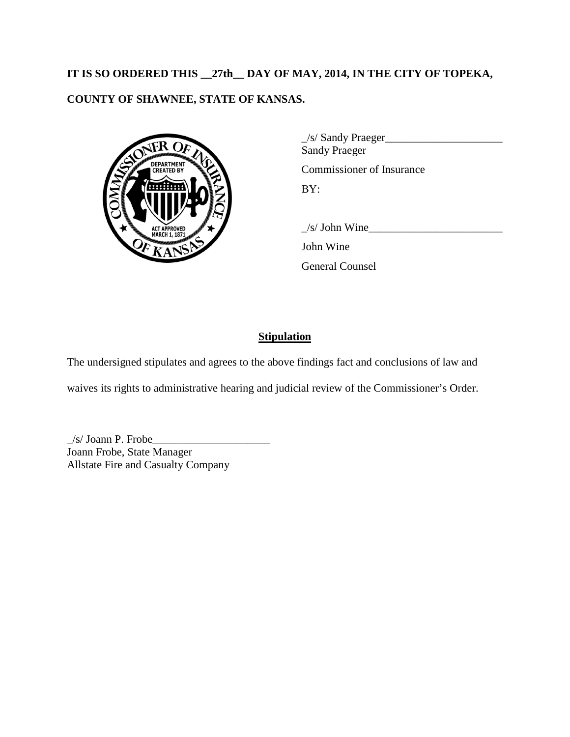**IT IS SO ORDERED THIS __27th__ DAY OF MAY, 2014, IN THE CITY OF TOPEKA, COUNTY OF SHAWNEE, STATE OF KANSAS.**

_/s/ Sandy Praeger_____________________
Sandy Praeger
Commissioner of Insurance
BY:

_/s/ John Wine________________________
John Wine
General Counsel

## Stipulation

The undersigned stipulates and agrees to the above findings fact and conclusions of law and waives its rights to administrative hearing and judicial review of the Commissioner's Order.

_/s/ Joann P. Frobe_____________________
Joann Frobe, State Manager
Allstate Fire and Casualty Company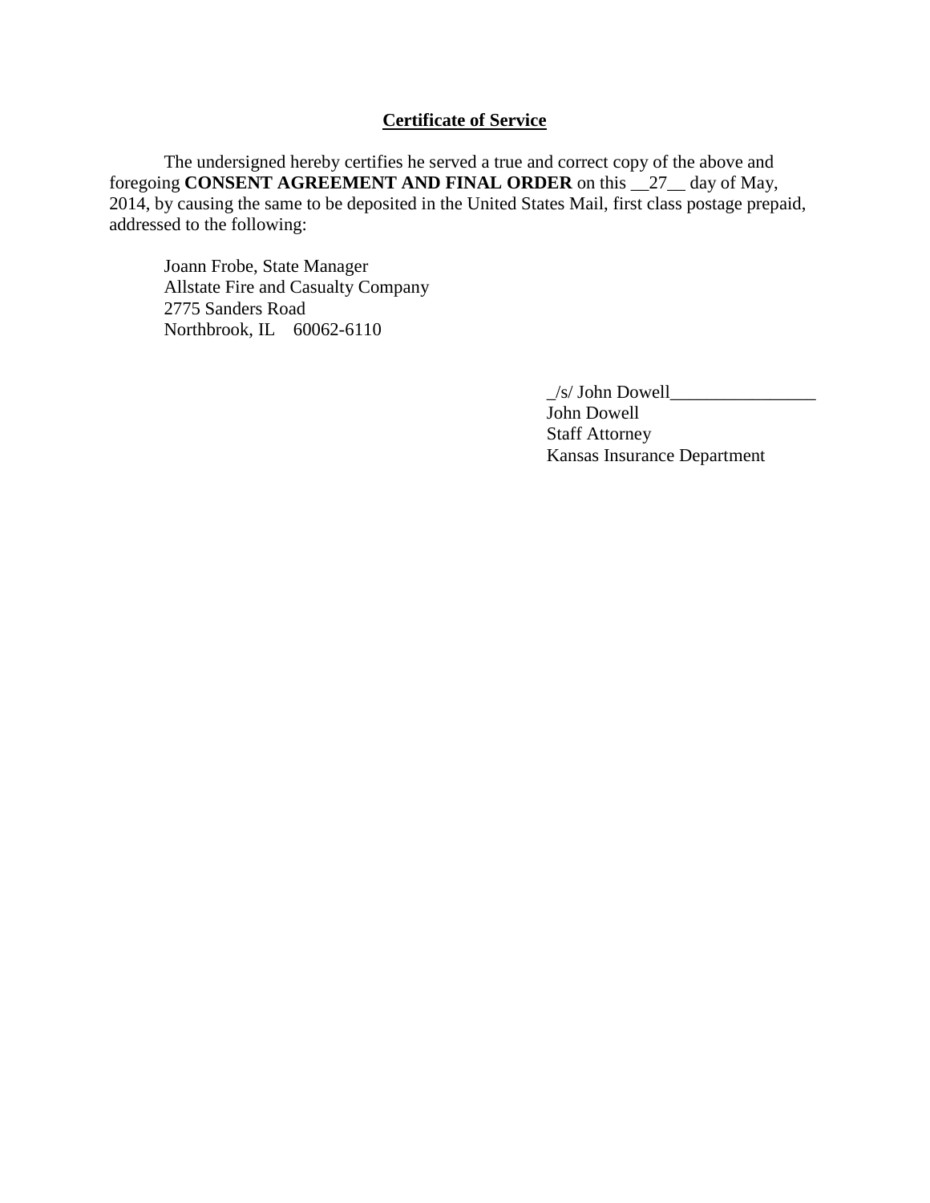**<u>Certificate of Service</u>**

The undersigned hereby certifies he served a true and correct copy of the above and foregoing **CONSENT AGREEMENT AND FINAL ORDER** on this __27__ day of May, 2014, by causing the same to be deposited in the United States Mail, first class postage prepaid, addressed to the following:

Joann Frobe, State Manager
Allstate Fire and Casualty Company
2775 Sanders Road
Northbrook, IL 60062-6110

_/s/ John Dowell________________
John Dowell
Staff Attorney
Kansas Insurance Department